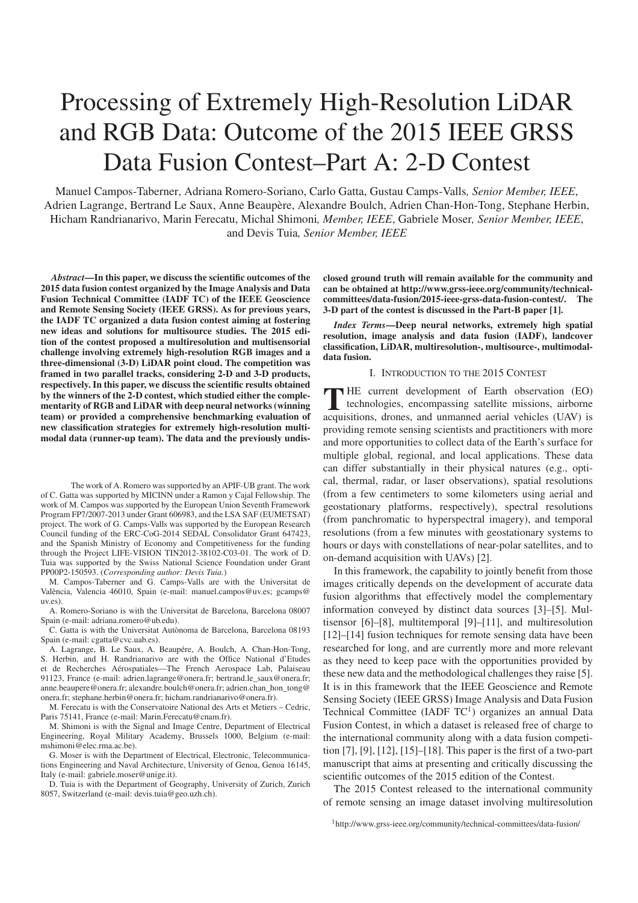# Processing of Extremely High-Resolution LiDAR and RGB Data: Outcome of the 2015 IEEE GRSS Data Fusion Contest–Part A: 2-D Contest

Manuel Campos-Taberner, Adriana Romero-Soriano, Carlo Gatta, Gustau Camps-Valls, *Senior Member, IEEE*, Adrien Lagrange, Bertrand Le Saux, Anne Beaupère, Alexandre Boulch, Adrien Chan-Hon-Tong, Stephane Herbin, Hicham Randrianarivo, Marin Ferecatu, Michal Shimoni, *Member, IEEE*, Gabriele Moser, *Senior Member, IEEE*, and Devis Tuia, *Senior Member, IEEE*

***Abstract*—In this paper, we discuss the scientific outcomes of the 2015 data fusion contest organized by the Image Analysis and Data Fusion Technical Committee (IADF TC) of the IEEE Geoscience and Remote Sensing Society (IEEE GRSS). As for previous years, the IADF TC organized a data fusion contest aiming at fostering new ideas and solutions for multisource studies. The 2015 edition of the contest proposed a multiresolution and multisensorial challenge involving extremely high-resolution RGB images and a three-dimensional (3-D) LiDAR point cloud. The competition was framed in two parallel tracks, considering 2-D and 3-D products, respectively. In this paper, we discuss the scientific results obtained by the winners of the 2-D contest, which studied either the complementarity of RGB and LiDAR with deep neural networks (winning team) or provided a comprehensive benchmarking evaluation of new classification strategies for extremely high-resolution multimodal data (runner-up team). The data and the previously undisclosed ground truth will remain available for the community and can be obtained at http://www.grss-ieee.org/community/technical-committees/data-fusion/2015-ieee-grss-data-fusion-contest/. The 3-D part of the contest is discussed in the Part-B paper [1].**

***Index Terms*—Deep neural networks, extremely high spatial resolution, image analysis and data fusion (IADF), landcover classification, LiDAR, multiresolution-, multisource-, multimodal-data fusion.**

The work of A. Romero was supported by an APIF-UB grant. The work of C. Gatta was supported by MICINN under a Ramon y Cajal Fellowship. The work of M. Campos was supported by the European Union Seventh Framework Program FP7/2007-2013 under Grant 606983, and the LSA SAF (EUMETSAT) project. The work of G. Camps-Valls was supported by the European Research Council funding of the ERC-CoG-2014 SEDAL Consolidator Grant 647423, and the Spanish Ministry of Economy and Competitiveness for the funding through the Project LIFE-VISION TIN2012-38102-C03-01. The work of D. Tuia was supported by the Swiss National Science Foundation under Grant PP00P2-150593. (*Corresponding author: Devis Tuia.*)

M. Campos-Taberner and G. Camps-Valls are with the Universitat de València, Valencia 46010, Spain (e-mail: manuel.campos@uv.es; gcamps@uv.es).

A. Romero-Soriano is with the Universitat de Barcelona, Barcelona 08007 Spain (e-mail: adriana.romero@ub.edu).

C. Gatta is with the Universitat Autònoma de Barcelona, Barcelona 08193 Spain (e-mail: cgatta@cvc.uab.es).

A. Lagrange, B. Le Saux, A. Beaupére, A. Boulch, A. Chan-Hon-Tong, S. Herbin, and H. Randrianarivo are with the Office National d'Etudes et de Recherches Aérospatiales—The French Aerospace Lab, Palaiseau 91123, France (e-mail: adrien.lagrange@onera.fr; bertrand.le_saux@onera.fr; anne.beaupere@onera.fr; alexandre.boulch@onera.fr; adrien.chan_hon_tong@onera.fr; stephane.herbin@onera.fr; hicham.randrianarivo@onera.fr).

M. Ferecatu is with the Conservatoire National des Arts et Metiers – Cedric, Paris 75141, France (e-mail: Marin.Ferecatu@cnam.fr).

M. Shimoni is with the Signal and Image Centre, Department of Electrical Engineering, Royal Military Academy, Brussels 1000, Belgium (e-mail: mshimoni@elec.rma.ac.be).

G. Moser is with the Department of Electrical, Electronic, Telecommunications Engineering and Naval Architecture, University of Genoa, Genoa 16145, Italy (e-mail: gabriele.moser@unige.it).

D. Tuia is with the Department of Geography, University of Zurich, Zurich 8057, Switzerland (e-mail: devis.tuia@geo.uzh.ch).

## I. Introduction to the 2015 Contest

The current development of Earth observation (EO) technologies, encompassing satellite missions, airborne acquisitions, drones, and unmanned aerial vehicles (UAV) is providing remote sensing scientists and practitioners with more and more opportunities to collect data of the Earth's surface for multiple global, regional, and local applications. These data can differ substantially in their physical natures (e.g., optical, thermal, radar, or laser observations), spatial resolutions (from a few centimeters to some kilometers using aerial and geostationary platforms, respectively), spectral resolutions (from panchromatic to hyperspectral imagery), and temporal resolutions (from a few minutes with geostationary systems to hours or days with constellations of near-polar satellites, and to on-demand acquisition with UAVs) [2].

In this framework, the capability to jointly benefit from those images critically depends on the development of accurate data fusion algorithms that effectively model the complementary information conveyed by distinct data sources [3]–[5]. Multisensor [6]–[8], multitemporal [9]–[11], and multiresolution [12]–[14] fusion techniques for remote sensing data have been researched for long, and are currently more and more relevant as they need to keep pace with the opportunities provided by these new data and the methodological challenges they raise [5]. It is in this framework that the IEEE Geoscience and Remote Sensing Society (IEEE GRSS) Image Analysis and Data Fusion Technical Committee (IADF TC[1]) organizes an annual Data Fusion Contest, in which a dataset is released free of charge to the international community along with a data fusion competition [7], [9], [12], [15]–[18]. This paper is the first of a two-part manuscript that aims at presenting and critically discussing the scientific outcomes of the 2015 edition of the Contest.

The 2015 Contest released to the international community of remote sensing an image dataset involving multiresolution

[1]http://www.grss-ieee.org/community/technical-committees/data-fusion/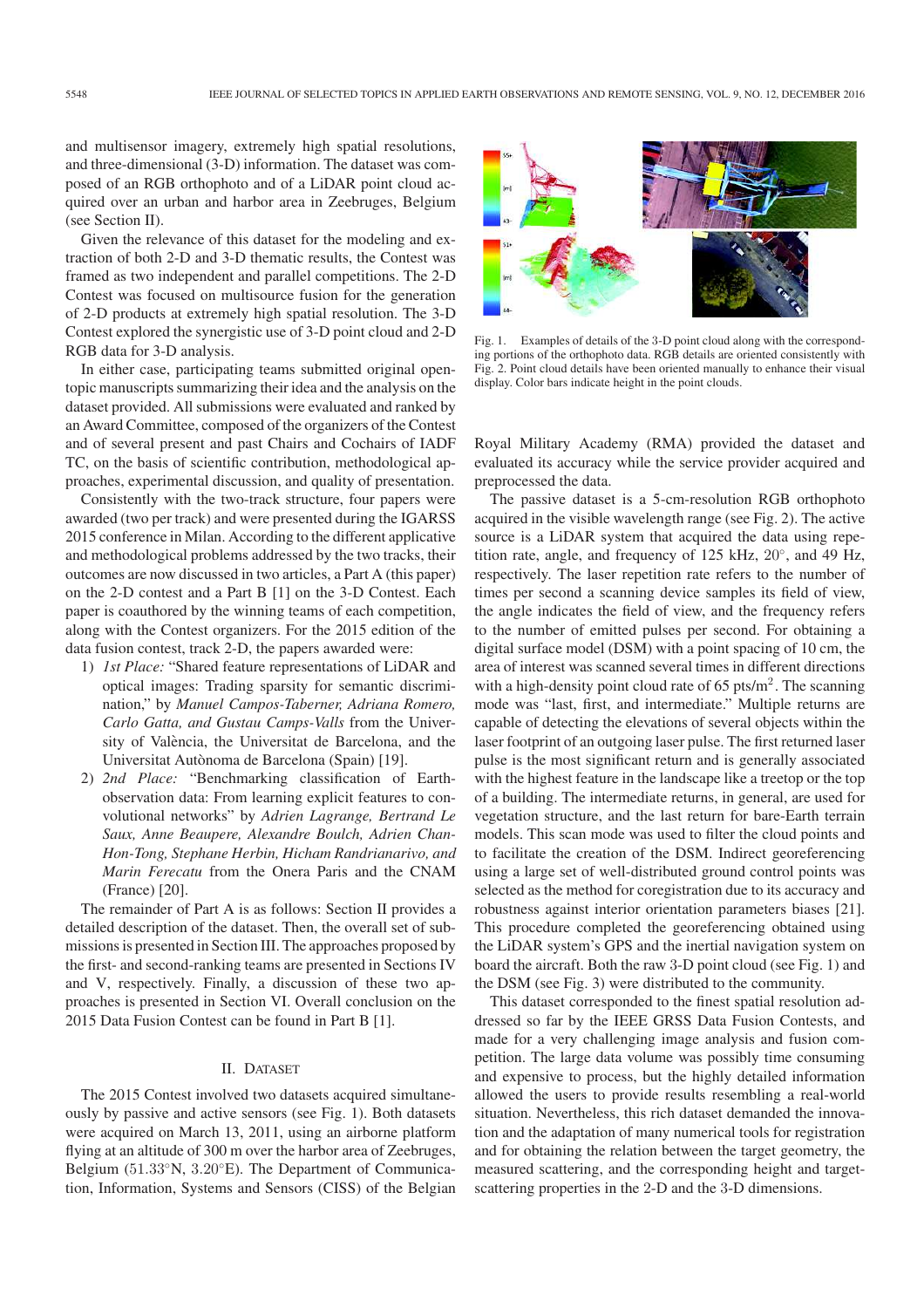and multisensor imagery, extremely high spatial resolutions, and three-dimensional (3-D) information. The dataset was composed of an RGB orthophoto and of a LiDAR point cloud acquired over an urban and harbor area in Zeebruges, Belgium (see Section II).

Given the relevance of this dataset for the modeling and extraction of both 2-D and 3-D thematic results, the Contest was framed as two independent and parallel competitions. The 2-D Contest was focused on multisource fusion for the generation of 2-D products at extremely high spatial resolution. The 3-D Contest explored the synergistic use of 3-D point cloud and 2-D RGB data for 3-D analysis.

In either case, participating teams submitted original open-topic manuscripts summarizing their idea and the analysis on the dataset provided. All submissions were evaluated and ranked by an Award Committee, composed of the organizers of the Contest and of several present and past Chairs and Cochairs of IADF TC, on the basis of scientific contribution, methodological approaches, experimental discussion, and quality of presentation.

Consistently with the two-track structure, four papers were awarded (two per track) and were presented during the IGARSS 2015 conference in Milan. According to the different applicative and methodological problems addressed by the two tracks, their outcomes are now discussed in two articles, a Part A (this paper) on the 2-D contest and a Part B [1] on the 3-D Contest. Each paper is coauthored by the winning teams of each competition, along with the Contest organizers. For the 2015 edition of the data fusion contest, track 2-D, the papers awarded were:

1) *1st Place:* "Shared feature representations of LiDAR and optical images: Trading sparsity for semantic discrimination," by *Manuel Campos-Taberner, Adriana Romero, Carlo Gatta, and Gustau Camps-Valls* from the University of València, the Universitat de Barcelona, and the Universitat Autònoma de Barcelona (Spain) [19].
2) *2nd Place:* "Benchmarking classification of Earth-observation data: From learning explicit features to convolutional networks" by *Adrien Lagrange, Bertrand Le Saux, Anne Beaupere, Alexandre Boulch, Adrien Chan-Hon-Tong, Stephane Herbin, Hicham Randrianarivo, and Marin Ferecatu* from the Onera Paris and the CNAM (France) [20].

The remainder of Part A is as follows: Section II provides a detailed description of the dataset. Then, the overall set of submissions is presented in Section III. The approaches proposed by the first- and second-ranking teams are presented in Sections IV and V, respectively. Finally, a discussion of these two approaches is presented in Section VI. Overall conclusion on the 2015 Data Fusion Contest can be found in Part B [1].

## II. Dataset

The 2015 Contest involved two datasets acquired simultaneously by passive and active sensors (see Fig. 1). Both datasets were acquired on March 13, 2011, using an airborne platform flying at an altitude of 300 m over the harbor area of Zeebruges, Belgium (51.33°N, 3.20°E). The Department of Communication, Information, Systems and Sensors (CISS) of the Belgian Royal Military Academy (RMA) provided the dataset and evaluated its accuracy while the service provider acquired and preprocessed the data.

55+
[m]
43-
51+
[m]
44-

Fig. 1. Examples of details of the 3-D point cloud along with the corresponding portions of the orthophoto data. RGB details are oriented consistently with Fig. 2. Point cloud details have been oriented manually to enhance their visual display. Color bars indicate height in the point clouds.

The passive dataset is a 5-cm-resolution RGB orthophoto acquired in the visible wavelength range (see Fig. 2). The active source is a LiDAR system that acquired the data using repetition rate, angle, and frequency of 125 kHz, 20°, and 49 Hz, respectively. The laser repetition rate refers to the number of times per second a scanning device samples its field of view, the angle indicates the field of view, and the frequency refers to the number of emitted pulses per second. For obtaining a digital surface model (DSM) with a point spacing of 10 cm, the area of interest was scanned several times in different directions with a high-density point cloud rate of 65 pts/m$^2$. The scanning mode was "last, first, and intermediate." Multiple returns are capable of detecting the elevations of several objects within the laser footprint of an outgoing laser pulse. The first returned laser pulse is the most significant return and is generally associated with the highest feature in the landscape like a treetop or the top of a building. The intermediate returns, in general, are used for vegetation structure, and the last return for bare-Earth terrain models. This scan mode was used to filter the cloud points and to facilitate the creation of the DSM. Indirect georeferencing using a large set of well-distributed ground control points was selected as the method for coregistration due to its accuracy and robustness against interior orientation parameters biases [21]. This procedure completed the georeferencing obtained using the LiDAR system's GPS and the inertial navigation system on board the aircraft. Both the raw 3-D point cloud (see Fig. 1) and the DSM (see Fig. 3) were distributed to the community.

This dataset corresponded to the finest spatial resolution addressed so far by the IEEE GRSS Data Fusion Contests, and made for a very challenging image analysis and fusion competition. The large data volume was possibly time consuming and expensive to process, but the highly detailed information allowed the users to provide results resembling a real-world situation. Nevertheless, this rich dataset demanded the innovation and the adaptation of many numerical tools for registration and for obtaining the relation between the target geometry, the measured scattering, and the corresponding height and target-scattering properties in the 2-D and the 3-D dimensions.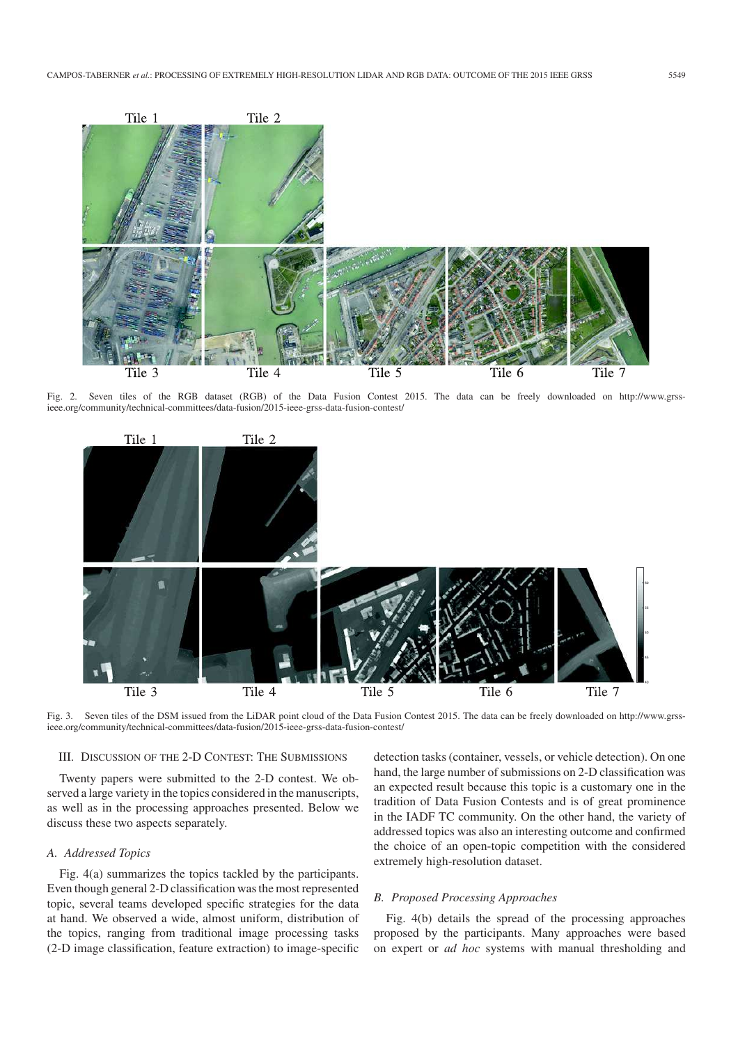Tile 1
Tile 2
Tile 3
Tile 4
Tile 5
Tile 6
Tile 7

Fig. 2. Seven tiles of the RGB dataset (RGB) of the Data Fusion Contest 2015. The data can be freely downloaded on http://www.grss-ieee.org/community/technical-committees/data-fusion/2015-ieee-grss-data-fusion-contest/

Tile 1
Tile 2
Tile 3
Tile 4
Tile 5
Tile 6
Tile 7

Fig. 3. Seven tiles of the DSM issued from the LiDAR point cloud of the Data Fusion Contest 2015. The data can be freely downloaded on http://www.grss-ieee.org/community/technical-committees/data-fusion/2015-ieee-grss-data-fusion-contest/

## III. Discussion of the 2-D Contest: The Submissions

Twenty papers were submitted to the 2-D contest. We observed a large variety in the topics considered in the manuscripts, as well as in the processing approaches presented. Below we discuss these two aspects separately.

### A. Addressed Topics

Fig. 4(a) summarizes the topics tackled by the participants. Even though general 2-D classification was the most represented topic, several teams developed specific strategies for the data at hand. We observed a wide, almost uniform, distribution of the topics, ranging from traditional image processing tasks (2-D image classification, feature extraction) to image-specific detection tasks (container, vessels, or vehicle detection). On one hand, the large number of submissions on 2-D classification was an expected result because this topic is a customary one in the tradition of Data Fusion Contests and is of great prominence in the IADF TC community. On the other hand, the variety of addressed topics was also an interesting outcome and confirmed the choice of an open-topic competition with the considered extremely high-resolution dataset.

### B. Proposed Processing Approaches

Fig. 4(b) details the spread of the processing approaches proposed by the participants. Many approaches were based on expert or *ad hoc* systems with manual thresholding and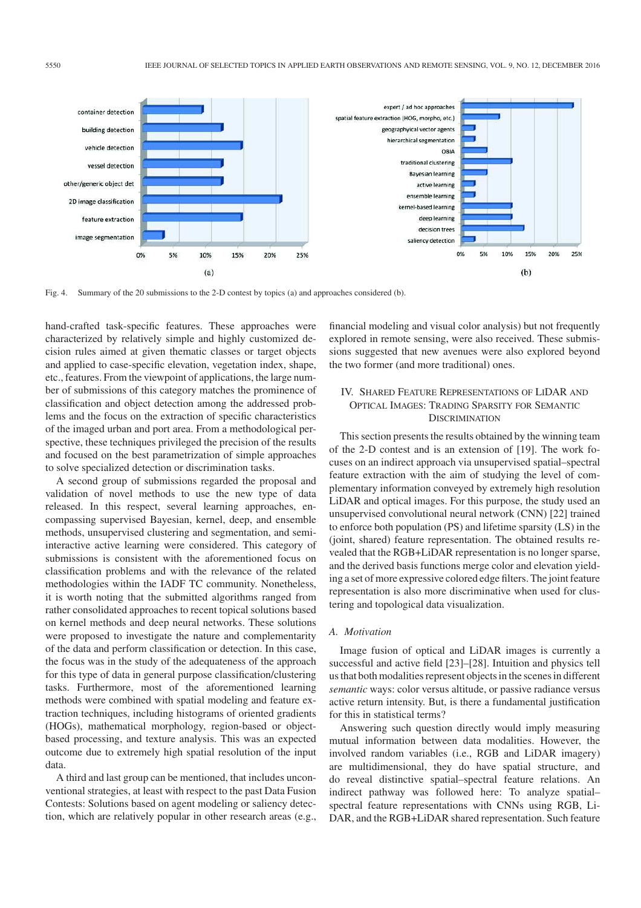container detection
building detection
vehicle detection
vessel detection
other/generic object det
2D image classification
feature extraction
image segmentation
0% 5% 10% 15% 20% 25%
(a)

expert / ad hoc approaches
spatial feature extraction (HOG, morpho, etc.)
geographical vector agents
hierarchical segmentation
OBIA
traditional clustering
Bayesian learning
active learning
ensemble learning
kernel-based learning
deep learning
decision trees
saliency detection
0% 5% 10% 15% 20% 25%
(b)

Fig. 4. Summary of the 20 submissions to the 2-D contest by topics (a) and approaches considered (b).

hand-crafted task-specific features. These approaches were characterized by relatively simple and highly customized decision rules aimed at given thematic classes or target objects and applied to case-specific elevation, vegetation index, shape, etc., features. From the viewpoint of applications, the large number of submissions of this category matches the prominence of classification and object detection among the addressed problems and the focus on the extraction of specific characteristics of the imaged urban and port area. From a methodological perspective, these techniques privileged the precision of the results and focused on the best parametrization of simple approaches to solve specialized detection or discrimination tasks.

A second group of submissions regarded the proposal and validation of novel methods to use the new type of data released. In this respect, several learning approaches, encompassing supervised Bayesian, kernel, deep, and ensemble methods, unsupervised clustering and segmentation, and semi-interactive active learning were considered. This category of submissions is consistent with the aforementioned focus on classification problems and with the relevance of the related methodologies within the IADF TC community. Nonetheless, it is worth noting that the submitted algorithms ranged from rather consolidated approaches to recent topical solutions based on kernel methods and deep neural networks. These solutions were proposed to investigate the nature and complementarity of the data and perform classification or detection. In this case, the focus was in the study of the adequateness of the approach for this type of data in general purpose classification/clustering tasks. Furthermore, most of the aforementioned learning methods were combined with spatial modeling and feature extraction techniques, including histograms of oriented gradients (HOGs), mathematical morphology, region-based or object-based processing, and texture analysis. This was an expected outcome due to extremely high spatial resolution of the input data.

A third and last group can be mentioned, that includes unconventional strategies, at least with respect to the past Data Fusion Contests: Solutions based on agent modeling or saliency detection, which are relatively popular in other research areas (e.g., financial modeling and visual color analysis) but not frequently explored in remote sensing, were also received. These submissions suggested that new avenues were also explored beyond the two former (and more traditional) ones.

## IV. Shared Feature Representations of LiDAR and Optical Images: Trading Sparsity for Semantic Discrimination

This section presents the results obtained by the winning team of the 2-D contest and is an extension of [19]. The work focuses on an indirect approach via unsupervised spatial–spectral feature extraction with the aim of studying the level of complementary information conveyed by extremely high resolution LiDAR and optical images. For this purpose, the study used an unsupervised convolutional neural network (CNN) [22] trained to enforce both population (PS) and lifetime sparsity (LS) in the (joint, shared) feature representation. The obtained results revealed that the RGB+LiDAR representation is no longer sparse, and the derived basis functions merge color and elevation yielding a set of more expressive colored edge filters. The joint feature representation is also more discriminative when used for clustering and topological data visualization.

### A. Motivation

Image fusion of optical and LiDAR images is currently a successful and active field [23]–[28]. Intuition and physics tell us that both modalities represent objects in the scenes in different *semantic* ways: color versus altitude, or passive radiance versus active return intensity. But, is there a fundamental justification for this in statistical terms?

Answering such question directly would imply measuring mutual information between data modalities. However, the involved random variables (i.e., RGB and LiDAR imagery) are multidimensional, they do have spatial structure, and do reveal distinctive spatial–spectral feature relations. An indirect pathway was followed here: To analyze spatial–spectral feature representations with CNNs using RGB, LiDAR, and the RGB+LiDAR shared representation. Such feature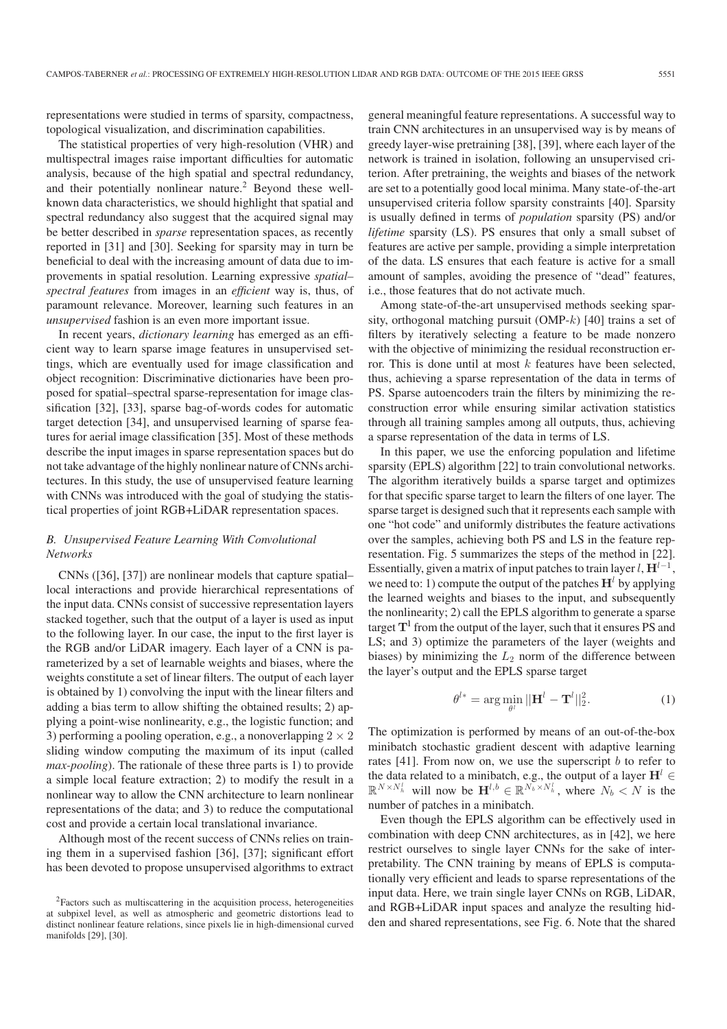representations were studied in terms of sparsity, compactness, topological visualization, and discrimination capabilities.

The statistical properties of very high-resolution (VHR) and multispectral images raise important difficulties for automatic analysis, because of the high spatial and spectral redundancy, and their potentially nonlinear nature.[2] Beyond these well-known data characteristics, we should highlight that spatial and spectral redundancy also suggest that the acquired signal may be better described in *sparse* representation spaces, as recently reported in [31] and [30]. Seeking for sparsity may in turn be beneficial to deal with the increasing amount of data due to improvements in spatial resolution. Learning expressive *spatial–spectral features* from images in an *efficient* way is, thus, of paramount relevance. Moreover, learning such features in an *unsupervised* fashion is an even more important issue.

In recent years, *dictionary learning* has emerged as an efficient way to learn sparse image features in unsupervised settings, which are eventually used for image classification and object recognition: Discriminative dictionaries have been proposed for spatial–spectral sparse-representation for image classification [32], [33], sparse bag-of-words codes for automatic target detection [34], and unsupervised learning of sparse features for aerial image classification [35]. Most of these methods describe the input images in sparse representation spaces but do not take advantage of the highly nonlinear nature of CNNs architectures. In this study, the use of unsupervised feature learning with CNNs was introduced with the goal of studying the statistical properties of joint RGB+LiDAR representation spaces.

### *B. Unsupervised Feature Learning With Convolutional Networks*

CNNs ([36], [37]) are nonlinear models that capture spatial–local interactions and provide hierarchical representations of the input data. CNNs consist of successive representation layers stacked together, such that the output of a layer is used as input to the following layer. In our case, the input to the first layer is the RGB and/or LiDAR imagery. Each layer of a CNN is parameterized by a set of learnable weights and biases, where the weights constitute a set of linear filters. The output of each layer is obtained by 1) convolving the input with the linear filters and adding a bias term to allow shifting the obtained results; 2) applying a point-wise nonlinearity, e.g., the logistic function; and 3) performing a pooling operation, e.g., a nonoverlapping $2 \times 2$ sliding window computing the maximum of its input (called *max-pooling*). The rationale of these three parts is 1) to provide a simple local feature extraction; 2) to modify the result in a nonlinear way to allow the CNN architecture to learn nonlinear representations of the data; and 3) to reduce the computational cost and provide a certain local translational invariance.

Although most of the recent success of CNNs relies on training them in a supervised fashion [36], [37]; significant effort has been devoted to propose unsupervised algorithms to extract general meaningful feature representations. A successful way to train CNN architectures in an unsupervised way is by means of greedy layer-wise pretraining [38], [39], where each layer of the network is trained in isolation, following an unsupervised criterion. After pretraining, the weights and biases of the network are set to a potentially good local minima. Many state-of-the-art unsupervised criteria follow sparsity constraints [40]. Sparsity is usually defined in terms of *population* sparsity (PS) and/or *lifetime* sparsity (LS). PS ensures that only a small subset of features are active per sample, providing a simple interpretation of the data. LS ensures that each feature is active for a small amount of samples, avoiding the presence of "dead" features, i.e., those features that do not activate much.

Among state-of-the-art unsupervised methods seeking sparsity, orthogonal matching pursuit (OMP-$k$) [40] trains a set of filters by iteratively selecting a feature to be made nonzero with the objective of minimizing the residual reconstruction error. This is done until at most $k$ features have been selected, thus, achieving a sparse representation of the data in terms of PS. Sparse autoencoders train the filters by minimizing the reconstruction error while ensuring similar activation statistics through all training samples among all outputs, thus, achieving a sparse representation of the data in terms of LS.

In this paper, we use the enforcing population and lifetime sparsity (EPLS) algorithm [22] to train convolutional networks. The algorithm iteratively builds a sparse target and optimizes for that specific sparse target to learn the filters of one layer. The sparse target is designed such that it represents each sample with one "hot code" and uniformly distributes the feature activations over the samples, achieving both PS and LS in the feature representation. Fig. 5 summarizes the steps of the method in [22]. Essentially, given a matrix of input patches to train layer $l$, $\mathbf{H}^{l-1}$, we need to: 1) compute the output of the patches $\mathbf{H}^{l}$ by applying the learned weights and biases to the input, and subsequently the nonlinearity; 2) call the EPLS algorithm to generate a sparse target $\mathbf{T}^{l}$ from the output of the layer, such that it ensures PS and LS; and 3) optimize the parameters of the layer (weights and biases) by minimizing the $L_2$ norm of the difference between the layer's output and the EPLS sparse target

$$\theta^{l*} = \arg\min_{\theta^{l}} ||\mathbf{H}^{l} - \mathbf{T}^{l}||_2^2. \tag{1}$$

The optimization is performed by means of an out-of-the-box minibatch stochastic gradient descent with adaptive learning rates [41]. From now on, we use the superscript $b$ to refer to the data related to a minibatch, e.g., the output of a layer $\mathbf{H}^{l} \in \mathbb{R}^{N \times N_h^l}$ will now be $\mathbf{H}^{l,b} \in \mathbb{R}^{N_b \times N_h^l}$, where $N_b < N$ is the number of patches in a minibatch.

Even though the EPLS algorithm can be effectively used in combination with deep CNN architectures, as in [42], we here restrict ourselves to single layer CNNs for the sake of interpretability. The CNN training by means of EPLS is computationally very efficient and leads to sparse representations of the input data. Here, we train single layer CNNs on RGB, LiDAR, and RGB+LiDAR input spaces and analyze the resulting hidden and shared representations, see Fig. 6. Note that the shared

[2]Factors such as multiscattering in the acquisition process, heterogeneities at subpixel level, as well as atmospheric and geometric distortions lead to distinct nonlinear feature relations, since pixels lie in high-dimensional curved manifolds [29], [30].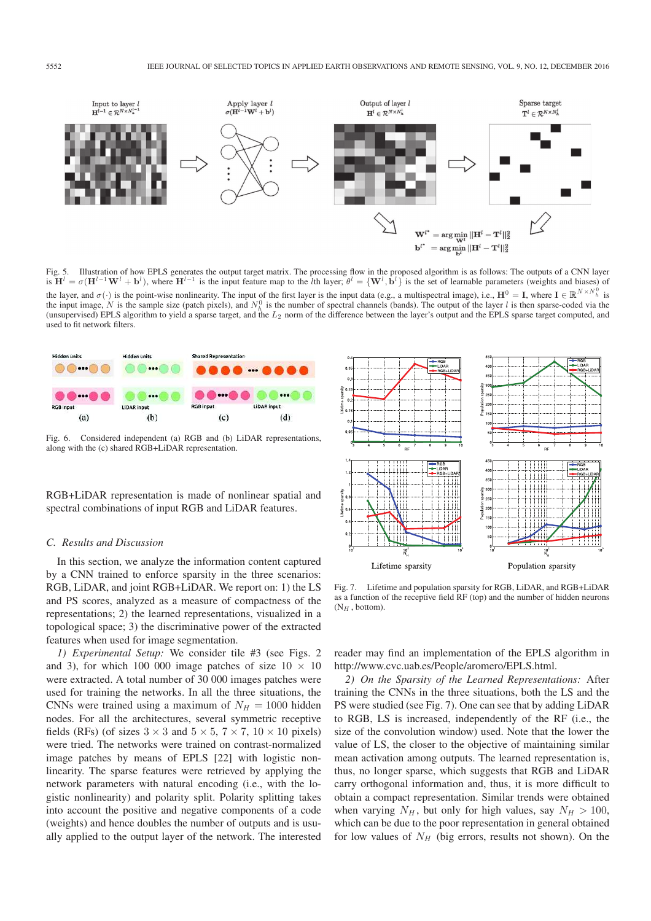Input to layer $l$
$\mathbf{H}^{l-1} \in \mathcal{R}^{N \times N_h^{l-1}}$

Apply layer $l$
$\sigma(\mathbf{H}^{l-1}\mathbf{W}^l + \mathbf{b}^l)$

Output of layer $l$
$\mathbf{H}^l \in \mathcal{R}^{N \times N_h^l}$

Sparse target
$\mathbf{T}^l \in \mathcal{R}^{N \times N_h^l}$

$\mathbf{W}^{l^*} = \arg\min_{\mathbf{W}^l} ||\mathbf{H}^l - \mathbf{T}^l||_2^2$

$\mathbf{b}^{l^*} = \arg\min_{\mathbf{b}^l} ||\mathbf{H}^l - \mathbf{T}^l||_2^2$

Fig. 5. Illustration of how EPLS generates the output target matrix. The processing flow in the proposed algorithm is as follows: The outputs of a CNN layer is $\mathbf{H}^l = \sigma(\mathbf{H}^{l-1}\mathbf{W}^l + \mathbf{b}^l)$, where $\mathbf{H}^{l-1}$ is the input feature map to the $l$th layer; $\theta^l = \{\mathbf{W}^l, \mathbf{b}^l\}$ is the set of learnable parameters (weights and biases) of the layer, and $\sigma(\cdot)$ is the point-wise nonlinearity. The input of the first layer is the input data (e.g., a multispectral image), i.e., $\mathbf{H}^0 = \mathbf{I}$, where $\mathbf{I} \in \mathbb{R}^{N \times N_h^0}$ is the input image, $N$ is the sample size (patch pixels), and $N_h^0$ is the number of spectral channels (bands). The output of the layer $l$ is then sparse-coded via the (unsupervised) EPLS algorithm to yield a sparse target, and the $L_2$ norm of the difference between the layer's output and the EPLS sparse target computed, and used to fit network filters.

Hidden units
RGB input
(a)

Hidden units
LiDAR input
(b)

Shared Representation
RGB input
LiDAR input
(c)
(d)

Fig. 6. Considered independent (a) RGB and (b) LiDAR representations, along with the (c) shared RGB+LiDAR representation.

RGB+LiDAR representation is made of nonlinear spatial and spectral combinations of input RGB and LiDAR features.

### C. Results and Discussion

In this section, we analyze the information content captured by a CNN trained to enforce sparsity in the three scenarios: RGB, LiDAR, and joint RGB+LiDAR. We report on: 1) the LS and PS scores, analyzed as a measure of compactness of the representations; 2) the learned representations, visualized in a topological space; 3) the discriminative power of the extracted features when used for image segmentation.

*1) Experimental Setup:* We consider tile #3 (see Figs. 2 and 3), for which 100 000 image patches of size $10 \times 10$ were extracted. A total number of 30 000 images patches were used for training the networks. In all the three situations, the CNNs were trained using a maximum of $N_H = 1000$ hidden nodes. For all the architectures, several symmetric receptive fields (RFs) (of sizes $3 \times 3$ and $5 \times 5$, $7 \times 7$, $10 \times 10$ pixels) were tried. The networks were trained on contrast-normalized image patches by means of EPLS [22] with logistic nonlinearity. The sparse features were retrieved by applying the network parameters with natural encoding (i.e., with the logistic nonlinearity) and polarity split. Polarity splitting takes into account the positive and negative components of a code (weights) and hence doubles the number of outputs and is usually applied to the output layer of the network. The interested reader may find an implementation of the EPLS algorithm in http://www.cvc.uab.es/People/aromero/EPLS.html.

RGB
LiDAR
RGB+LiDAR
Lifetime sparsity
RF
Population sparsity
RF
$N_H$
$N_H$
Lifetime sparsity
Population sparsity

Fig. 7. Lifetime and population sparsity for RGB, LiDAR, and RGB+LiDAR as a function of the receptive field RF (top) and the number of hidden neurons ($N_H$, bottom).

*2) On the Sparsity of the Learned Representations:* After training the CNNs in the three situations, both the LS and the PS were studied (see Fig. 7). One can see that by adding LiDAR to RGB, LS is increased, independently of the RF (i.e., the size of the convolution window) used. Note that the lower the value of LS, the closer to the objective of maintaining similar mean activation among outputs. The learned representation is, thus, no longer sparse, which suggests that RGB and LiDAR carry orthogonal information and, thus, it is more difficult to obtain a compact representation. Similar trends were obtained when varying $N_H$, but only for high values, say $N_H > 100$, which can be due to the poor representation in general obtained for low values of $N_H$ (big errors, results not shown). On the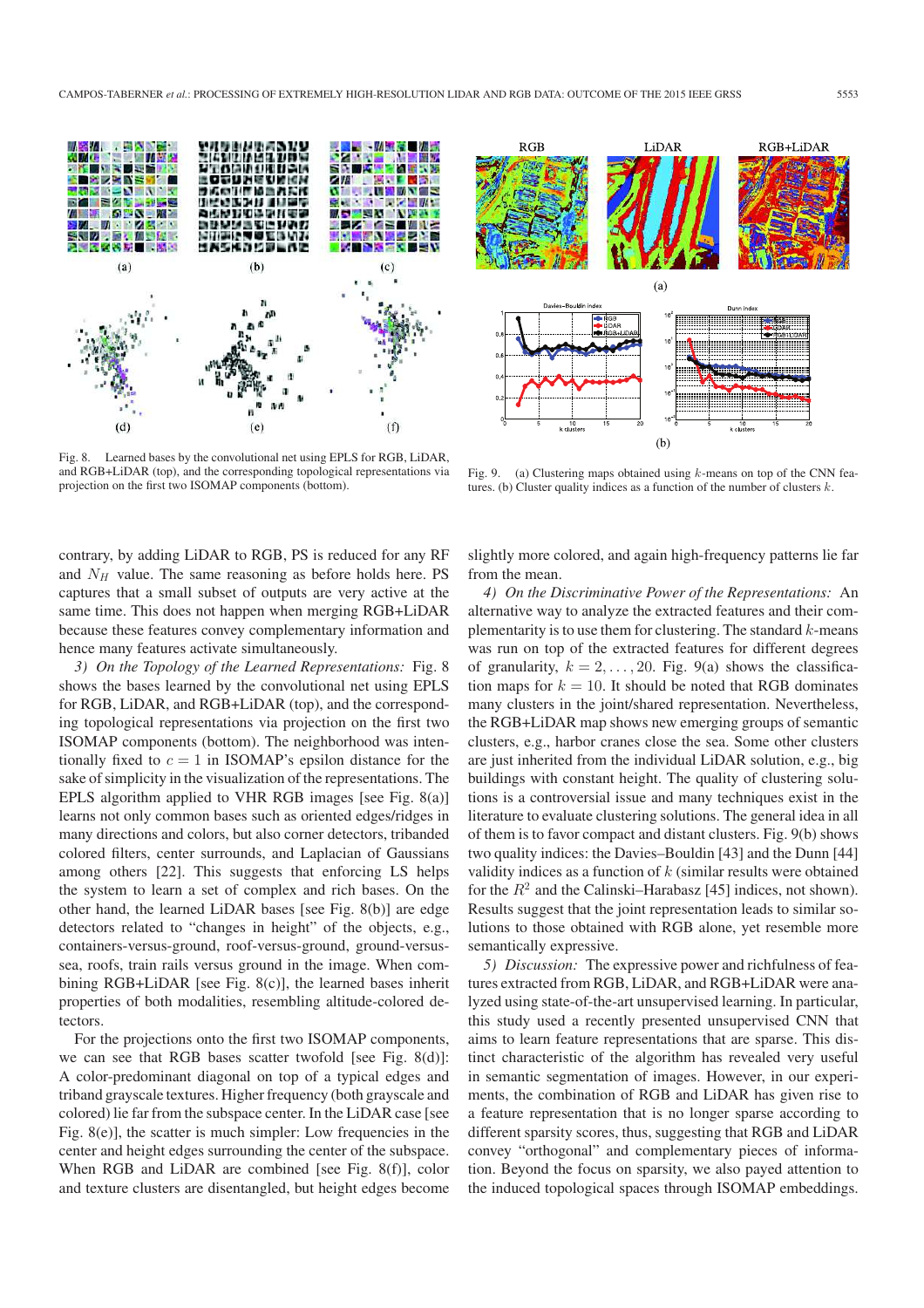(a) (b) (c)

(d) (e) (f)

Fig. 8. Learned bases by the convolutional net using EPLS for RGB, LiDAR, and RGB+LiDAR (top), and the corresponding topological representations via projection on the first two ISOMAP components (bottom).

RGB LiDAR RGB+LiDAR

(a)

Davies–Bouldin index

RGB
LiDAR
RGB+LiDAR

k clusters

Dunn index

RGB
LiDAR
RGB+LiDAR

k clusters

(b)

Fig. 9. (a) Clustering maps obtained using $k$-means on top of the CNN features. (b) Cluster quality indices as a function of the number of clusters $k$.

contrary, by adding LiDAR to RGB, PS is reduced for any RF and $N_H$ value. The same reasoning as before holds here. PS captures that a small subset of outputs are very active at the same time. This does not happen when merging RGB+LiDAR because these features convey complementary information and hence many features activate simultaneously.

*3) On the Topology of the Learned Representations:* Fig. 8 shows the bases learned by the convolutional net using EPLS for RGB, LiDAR, and RGB+LiDAR (top), and the corresponding topological representations via projection on the first two ISOMAP components (bottom). The neighborhood was intentionally fixed to $c = 1$ in ISOMAP's epsilon distance for the sake of simplicity in the visualization of the representations. The EPLS algorithm applied to VHR RGB images [see Fig. 8(a)] learns not only common bases such as oriented edges/ridges in many directions and colors, but also corner detectors, tribanded colored filters, center surrounds, and Laplacian of Gaussians among others [22]. This suggests that enforcing LS helps the system to learn a set of complex and rich bases. On the other hand, the learned LiDAR bases [see Fig. 8(b)] are edge detectors related to "changes in height" of the objects, e.g., containers-versus-ground, roof-versus-ground, ground-versus-sea, roofs, train rails versus ground in the image. When combining RGB+LiDAR [see Fig. 8(c)], the learned bases inherit properties of both modalities, resembling altitude-colored detectors.

For the projections onto the first two ISOMAP components, we can see that RGB bases scatter twofold [see Fig. 8(d)]: A color-predominant diagonal on top of a typical edges and triband grayscale textures. Higher frequency (both grayscale and colored) lie far from the subspace center. In the LiDAR case [see Fig. 8(e)], the scatter is much simpler: Low frequencies in the center and height edges surrounding the center of the subspace. When RGB and LiDAR are combined [see Fig. 8(f)], color and texture clusters are disentangled, but height edges become slightly more colored, and again high-frequency patterns lie far from the mean.

*4) On the Discriminative Power of the Representations:* An alternative way to analyze the extracted features and their complementarity is to use them for clustering. The standard $k$-means was run on top of the extracted features for different degrees of granularity, $k = 2, \ldots, 20$. Fig. 9(a) shows the classification maps for $k = 10$. It should be noted that RGB dominates many clusters in the joint/shared representation. Nevertheless, the RGB+LiDAR map shows new emerging groups of semantic clusters, e.g., harbor cranes close the sea. Some other clusters are just inherited from the individual LiDAR solution, e.g., big buildings with constant height. The quality of clustering solutions is a controversial issue and many techniques exist in the literature to evaluate clustering solutions. The general idea in all of them is to favor compact and distant clusters. Fig. 9(b) shows two quality indices: the Davies–Bouldin [43] and the Dunn [44] validity indices as a function of $k$ (similar results were obtained for the $R^2$ and the Calinski–Harabasz [45] indices, not shown). Results suggest that the joint representation leads to similar solutions to those obtained with RGB alone, yet resemble more semantically expressive.

*5) Discussion:* The expressive power and richfulness of features extracted from RGB, LiDAR, and RGB+LiDAR were analyzed using state-of-the-art unsupervised learning. In particular, this study used a recently presented unsupervised CNN that aims to learn feature representations that are sparse. This distinct characteristic of the algorithm has revealed very useful in semantic segmentation of images. However, in our experiments, the combination of RGB and LiDAR has given rise to a feature representation that is no longer sparse according to different sparsity scores, thus, suggesting that RGB and LiDAR convey "orthogonal" and complementary pieces of information. Beyond the focus on sparsity, we also payed attention to the induced topological spaces through ISOMAP embeddings.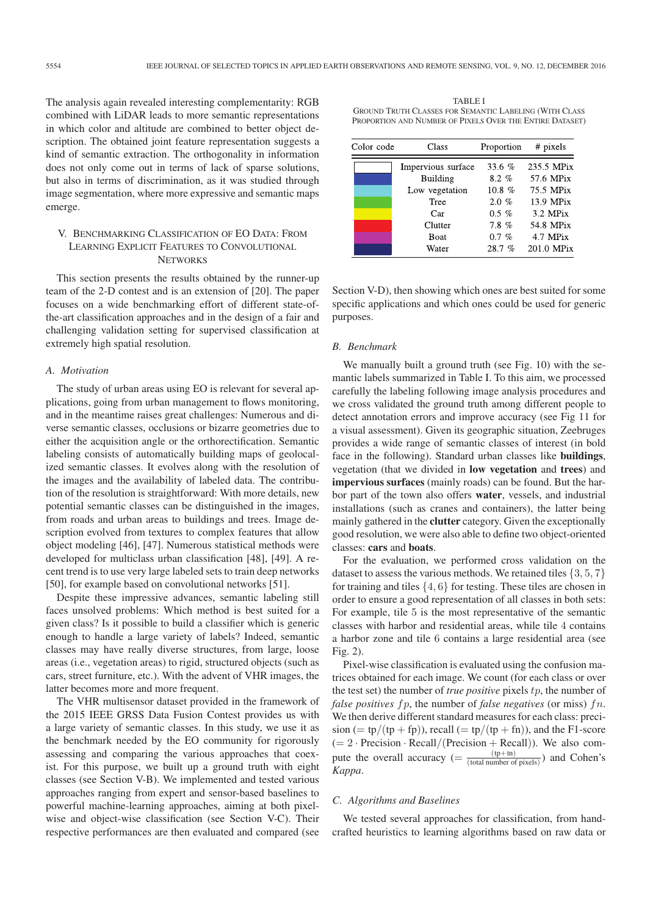The analysis again revealed interesting complementarity: RGB combined with LiDAR leads to more semantic representations in which color and altitude are combined to better object description. The obtained joint feature representation suggests a kind of semantic extraction. The orthogonality in information does not only come out in terms of lack of sparse solutions, but also in terms of discrimination, as it was studied through image segmentation, where more expressive and semantic maps emerge.

## V. Benchmarking Classification of EO Data: From Learning Explicit Features to Convolutional Networks

This section presents the results obtained by the runner-up team of the 2-D contest and is an extension of [20]. The paper focuses on a wide benchmarking effort of different state-of-the-art classification approaches and in the design of a fair and challenging validation setting for supervised classification at extremely high spatial resolution.

### A. Motivation

The study of urban areas using EO is relevant for several applications, going from urban management to flows monitoring, and in the meantime raises great challenges: Numerous and diverse semantic classes, occlusions or bizarre geometries due to either the acquisition angle or the orthorectification. Semantic labeling consists of automatically building maps of geolocalized semantic classes. It evolves along with the resolution of the images and the availability of labeled data. The contribution of the resolution is straightforward: With more details, new potential semantic classes can be distinguished in the images, from roads and urban areas to buildings and trees. Image description evolved from textures to complex features that allow object modeling [46], [47]. Numerous statistical methods were developed for multiclass urban classification [48], [49]. A recent trend is to use very large labeled sets to train deep networks [50], for example based on convolutional networks [51].

Despite these impressive advances, semantic labeling still faces unsolved problems: Which method is best suited for a given class? Is it possible to build a classifier which is generic enough to handle a large variety of labels? Indeed, semantic classes may have really diverse structures, from large, loose areas (i.e., vegetation areas) to rigid, structured objects (such as cars, street furniture, etc.). With the advent of VHR images, the latter becomes more and more frequent.

The VHR multisensor dataset provided in the framework of the 2015 IEEE GRSS Data Fusion Contest provides us with a large variety of semantic classes. In this study, we use it as the benchmark needed by the EO community for rigorously assessing and comparing the various approaches that coexist. For this purpose, we built up a ground truth with eight classes (see Section V-B). We implemented and tested various approaches ranging from expert and sensor-based baselines to powerful machine-learning approaches, aiming at both pixel-wise and object-wise classification (see Section V-C). Their respective performances are then evaluated and compared (see Section V-D), then showing which ones are best suited for some specific applications and which ones could be used for generic purposes.

TABLE I
Ground Truth Classes for Semantic Labeling (With Class Proportion and Number of Pixels Over the Entire Dataset)

| Color code | Class | Proportion | # pixels |
|---|---|---|---|
| | Impervious surface | 33.6 % | 235.5 MPix |
| | Building | 8.2 % | 57.6 MPix |
| | Low vegetation | 10.8 % | 75.5 MPix |
| | Tree | 2.0 % | 13.9 MPix |
| | Car | 0.5 % | 3.2 MPix |
| | Clutter | 7.8 % | 54.8 MPix |
| | Boat | 0.7 % | 4.7 MPix |
| | Water | 28.7 % | 201.0 MPix |

### B. Benchmark

We manually built a ground truth (see Fig. 10) with the semantic labels summarized in Table I. To this aim, we processed carefully the labeling following image analysis procedures and we cross validated the ground truth among different people to detect annotation errors and improve accuracy (see Fig 11 for a visual assessment). Given its geographic situation, Zeebruges provides a wide range of semantic classes of interest (in bold face in the following). Standard urban classes like **buildings**, vegetation (that we divided in **low vegetation** and **trees**) and **impervious surfaces** (mainly roads) can be found. But the harbor part of the town also offers **water**, vessels, and industrial installations (such as cranes and containers), the latter being mainly gathered in the **clutter** category. Given the exceptionally good resolution, we were also able to define two object-oriented classes: **cars** and **boats**.

For the evaluation, we performed cross validation on the dataset to assess the various methods. We retained tiles $\{3, 5, 7\}$ for training and tiles $\{4, 6\}$ for testing. These tiles are chosen in order to ensure a good representation of all classes in both sets: For example, tile 5 is the most representative of the semantic classes with harbor and residential areas, while tile 4 contains a harbor zone and tile 6 contains a large residential area (see Fig. 2).

Pixel-wise classification is evaluated using the confusion matrices obtained for each image. We count (for each class or over the test set) the number of *true positive* pixels $tp$, the number of *false positives* $fp$, the number of *false negatives* (or miss) $fn$. We then derive different standard measures for each class: precision ($= \text{tp}/(\text{tp} + \text{fp})$), recall ($= \text{tp}/(\text{tp} + \text{fn})$), and the F1-score ($= 2 \cdot \text{Precision} \cdot \text{Recall}/(\text{Precision} + \text{Recall})$). We also compute the overall accuracy ($= \frac{(\text{tp}+\text{tn})}{(\text{total number of pixels})}$) and Cohen's *Kappa*.

### C. Algorithms and Baselines

We tested several approaches for classification, from handcrafted heuristics to learning algorithms based on raw data or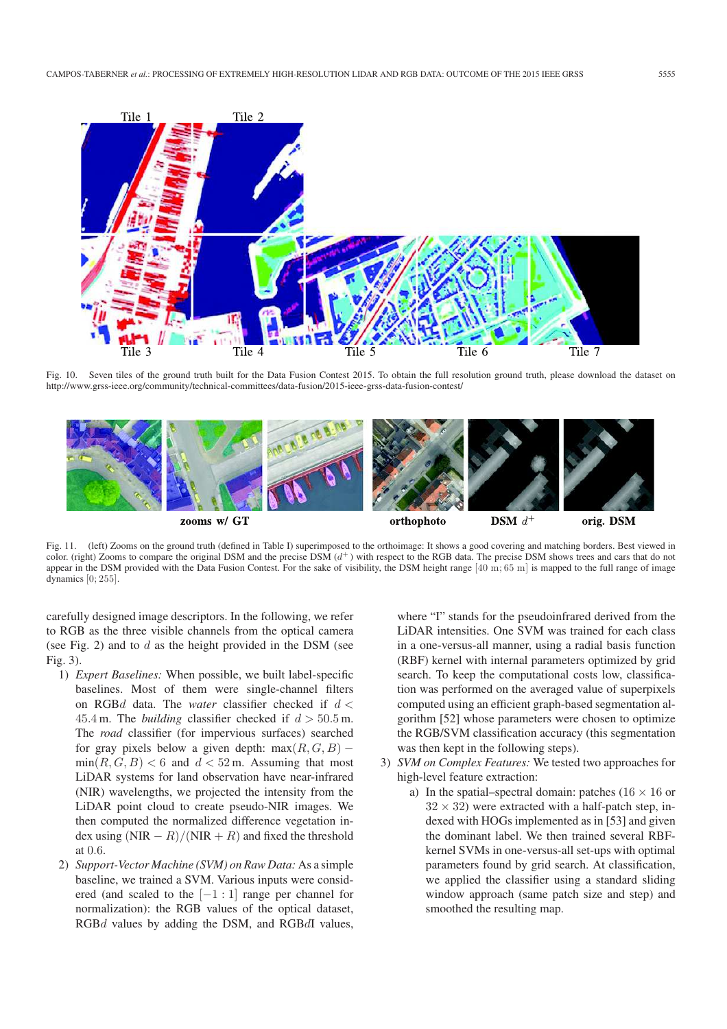Tile 1
Tile 2
Tile 3
Tile 4
Tile 5
Tile 6
Tile 7

Fig. 10. Seven tiles of the ground truth built for the Data Fusion Contest 2015. To obtain the full resolution ground truth, please download the dataset on http://www.grss-ieee.org/community/technical-committees/data-fusion/2015-ieee-grss-data-fusion-contest/

zooms w/ GT
orthophoto
DSM $d^+$
orig. DSM

Fig. 11. (left) Zooms on the ground truth (defined in Table I) superimposed to the orthoimage: It shows a good covering and matching borders. Best viewed in color. (right) Zooms to compare the original DSM and the precise DSM ($d^+$) with respect to the RGB data. The precise DSM shows trees and cars that do not appear in the DSM provided with the Data Fusion Contest. For the sake of visibility, the DSM height range $[40\text{ m}; 65\text{ m}]$ is mapped to the full range of image dynamics $[0; 255]$.

carefully designed image descriptors. In the following, we refer to RGB as the three visible channels from the optical camera (see Fig. 2) and to $d$ as the height provided in the DSM (see Fig. 3).

1) *Expert Baselines:* When possible, we built label-specific baselines. Most of them were single-channel filters on RGB$d$ data. The *water* classifier checked if $d < 45.4$ m. The *building* classifier checked if $d > 50.5$ m. The *road* classifier (for impervious surfaces) searched for gray pixels below a given depth: $\max(R, G, B) - \min(R, G, B) < 6$ and $d < 52$ m. Assuming that most LiDAR systems for land observation have near-infrared (NIR) wavelengths, we projected the intensity from the LiDAR point cloud to create pseudo-NIR images. We then computed the normalized difference vegetation index using $(\text{NIR} - R)/(\text{NIR} + R)$ and fixed the threshold at 0.6.
2) *Support-Vector Machine (SVM) on Raw Data:* As a simple baseline, we trained a SVM. Various inputs were considered (and scaled to the $[-1 : 1]$ range per channel for normalization): the RGB values of the optical dataset, RGB$d$ values by adding the DSM, and RGB$d$I values, where "I" stands for the pseudoinfrared derived from the LiDAR intensities. One SVM was trained for each class in a one-versus-all manner, using a radial basis function (RBF) kernel with internal parameters optimized by grid search. To keep the computational costs low, classification was performed on the averaged value of superpixels computed using an efficient graph-based segmentation algorithm [52] whose parameters were chosen to optimize the RGB/SVM classification accuracy (this segmentation was then kept in the following steps).
3) *SVM on Complex Features:* We tested two approaches for high-level feature extraction:
   a) In the spatial–spectral domain: patches ($16 \times 16$ or $32 \times 32$) were extracted with a half-patch step, indexed with HOGs implemented as in [53] and given the dominant label. We then trained several RBF-kernel SVMs in one-versus-all set-ups with optimal parameters found by grid search. At classification, we applied the classifier using a standard sliding window approach (same patch size and step) and smoothed the resulting map.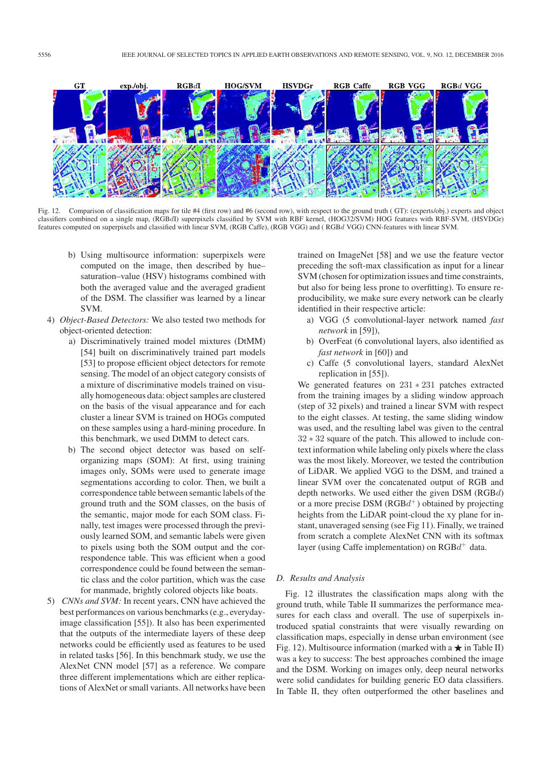GT exp./obj. RGB$d$I HOG/SVM HSVDGr RGB Caffe RGB VGG RGB$d$ VGG

Fig. 12. Comparison of classification maps for tile #4 (first row) and #6 (second row), with respect to the ground truth ( GT): (experts/obj.) experts and object classifiers combined on a single map, (RGB$d$I) superpixels classified by SVM with RBF kernel, (HOG32/SVM) HOG features with RBF-SVM, (HSVDGr) features computed on superpixels and classified with linear SVM, (RGB Caffe), (RGB VGG) and ( RGB$d$ VGG) CNN-features with linear SVM.

b) Using multisource information: superpixels were computed on the image, then described by hue–saturation–value (HSV) histograms combined with both the averaged value and the averaged gradient of the DSM. The classifier was learned by a linear SVM.

4) *Object-Based Detectors:* We also tested two methods for object-oriented detection:

a) Discriminatively trained model mixtures (DtMM) [54] built on discriminatively trained part models [53] to propose efficient object detectors for remote sensing. The model of an object category consists of a mixture of discriminative models trained on visually homogeneous data: object samples are clustered on the basis of the visual appearance and for each cluster a linear SVM is trained on HOGs computed on these samples using a hard-mining procedure. In this benchmark, we used DtMM to detect cars.

b) The second object detector was based on self-organizing maps (SOM): At first, using training images only, SOMs were used to generate image segmentations according to color. Then, we built a correspondence table between semantic labels of the ground truth and the SOM classes, on the basis of the semantic, major mode for each SOM class. Finally, test images were processed through the previously learned SOM, and semantic labels were given to pixels using both the SOM output and the correspondence table. This was efficient when a good correspondence could be found between the semantic class and the color partition, which was the case for manmade, brightly colored objects like boats.

5) *CNNs and SVM:* In recent years, CNN have achieved the best performances on various benchmarks (e.g., everyday-image classification [55]). It also has been experimented that the outputs of the intermediate layers of these deep networks could be efficiently used as features to be used in related tasks [56]. In this benchmark study, we use the AlexNet CNN model [57] as a reference. We compare three different implementations which are either replications of AlexNet or small variants. All networks have been trained on ImageNet [58] and we use the feature vector preceding the soft-max classification as input for a linear SVM (chosen for optimization issues and time constraints, but also for being less prone to overfitting). To ensure reproducibility, we make sure every network can be clearly identified in their respective article:

a) VGG (5 convolutional-layer network named *fast network* in [59]),

b) OverFeat (6 convolutional layers, also identified as *fast network* in [60]) and

c) Caffe (5 convolutional layers, standard AlexNet replication in [55]).

We generated features on $231 * 231$ patches extracted from the training images by a sliding window approach (step of 32 pixels) and trained a linear SVM with respect to the eight classes. At testing, the same sliding window was used, and the resulting label was given to the central $32 * 32$ square of the patch. This allowed to include context information while labeling only pixels where the class was the most likely. Moreover, we tested the contribution of LiDAR. We applied VGG to the DSM, and trained a linear SVM over the concatenated output of RGB and depth networks. We used either the given DSM (RGB$d$) or a more precise DSM (RGB$d^+$) obtained by projecting heights from the LiDAR point-cloud the xy plane for instant, unaveraged sensing (see Fig 11). Finally, we trained from scratch a complete AlexNet CNN with its softmax layer (using Caffe implementation) on RGB$d^+$ data.

### D. Results and Analysis

Fig. 12 illustrates the classification maps along with the ground truth, while Table II summarizes the performance measures for each class and overall. The use of superpixels introduced spatial constraints that were visually rewarding on classification maps, especially in dense urban environment (see Fig. 12). Multisource information (marked with a ★ in Table II) was a key to success: The best approaches combined the image and the DSM. Working on images only, deep neural networks were solid candidates for building generic EO data classifiers. In Table II, they often outperformed the other baselines and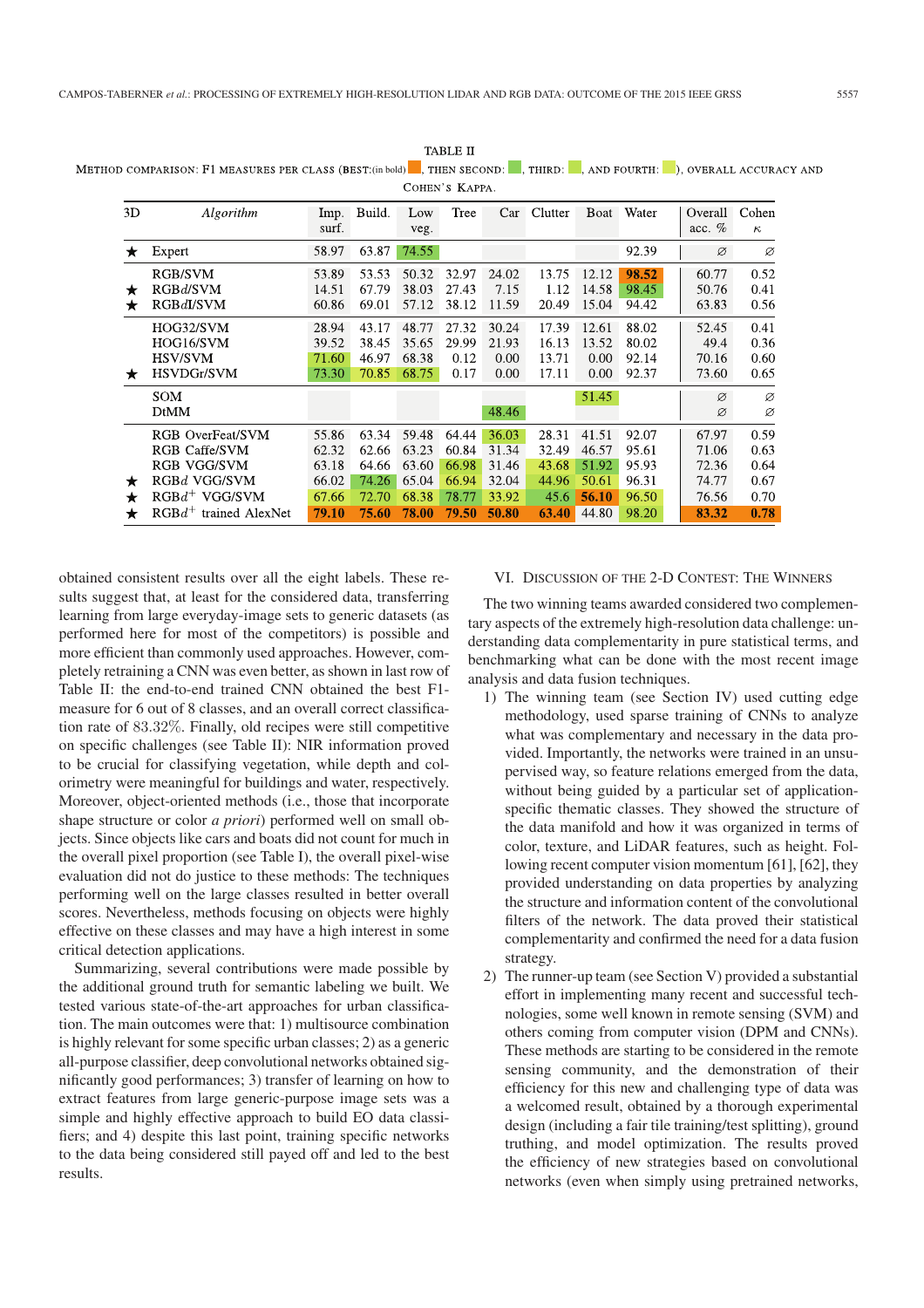TABLE II
METHOD COMPARISON: F1 MEASURES PER CLASS (BEST:(in bold), THEN SECOND:, THIRD:, AND FOURTH: ), OVERALL ACCURACY AND COHEN'S KAPPA.

| 3D | *Algorithm* | Imp. surf. | Build. | Low veg. | Tree | Car | Clutter | Boat | Water | Overall acc. % | Cohen $\kappa$ |
|---|---|---|---|---|---|---|---|---|---|---|---|
| ★ | Expert | 58.97 | 63.87 | 74.55 | | | | | 92.39 | ∅ | ∅ |
| | RGB/SVM | 53.89 | 53.53 | 50.32 | 32.97 | 24.02 | 13.75 | 12.12 | **98.52** | 60.77 | 0.52 |
| ★ | RGB$d$/SVM | 14.51 | 67.79 | 38.03 | 27.43 | 7.15 | 1.12 | 14.58 | 98.45 | 50.76 | 0.41 |
| ★ | RGB$d$I/SVM | 60.86 | 69.01 | 57.12 | 38.12 | 11.59 | 20.49 | 15.04 | 94.42 | 63.83 | 0.56 |
| | HOG32/SVM | 28.94 | 43.17 | 48.77 | 27.32 | 30.24 | 17.39 | 12.61 | 88.02 | 52.45 | 0.41 |
| | HOG16/SVM | 39.52 | 38.45 | 35.65 | 29.99 | 21.93 | 16.13 | 13.52 | 80.02 | 49.4 | 0.36 |
| | HSV/SVM | 71.60 | 46.97 | 68.38 | 0.12 | 0.00 | 13.71 | 0.00 | 92.14 | 70.16 | 0.60 |
| ★ | HSVDGr/SVM | 73.30 | 70.85 | 68.75 | 0.17 | 0.00 | 17.11 | 0.00 | 92.37 | 73.60 | 0.65 |
| | SOM | | | | | | | 51.45 | | ∅ | ∅ |
| | DtMM | | | | | 48.46 | | | | ∅ | ∅ |
| | RGB OverFeat/SVM | 55.86 | 63.34 | 59.48 | 64.44 | 36.03 | 28.31 | 41.51 | 92.07 | 67.97 | 0.59 |
| | RGB Caffe/SVM | 62.32 | 62.66 | 63.23 | 60.84 | 31.34 | 32.49 | 46.57 | 95.61 | 71.06 | 0.63 |
| | RGB VGG/SVM | 63.18 | 64.66 | 63.60 | 66.98 | 31.46 | 43.68 | 51.92 | 95.93 | 72.36 | 0.64 |
| ★ | RGB$d$ VGG/SVM | 66.02 | 74.26 | 65.04 | 66.94 | 32.04 | 44.96 | 50.61 | 96.31 | 74.77 | 0.67 |
| ★ | RGB$d^+$ VGG/SVM | 67.66 | 72.70 | 68.38 | 78.77 | 33.92 | 45.6 | **56.10** | 96.50 | 76.56 | 0.70 |
| ★ | RGB$d^+$ trained AlexNet | **79.10** | **75.60** | **78.00** | **79.50** | **50.80** | **63.40** | 44.80 | 98.20 | **83.32** | **0.78** |

obtained consistent results over all the eight labels. These results suggest that, at least for the considered data, transferring learning from large everyday-image sets to generic datasets (as performed here for most of the competitors) is possible and more efficient than commonly used approaches. However, completely retraining a CNN was even better, as shown in last row of Table II: the end-to-end trained CNN obtained the best F1-measure for 6 out of 8 classes, and an overall correct classification rate of 83.32%. Finally, old recipes were still competitive on specific challenges (see Table II): NIR information proved to be crucial for classifying vegetation, while depth and colorimetry were meaningful for buildings and water, respectively. Moreover, object-oriented methods (i.e., those that incorporate shape structure or color *a priori*) performed well on small objects. Since objects like cars and boats did not count for much in the overall pixel proportion (see Table I), the overall pixel-wise evaluation did not do justice to these methods: The techniques performing well on the large classes resulted in better overall scores. Nevertheless, methods focusing on objects were highly effective on these classes and may have a high interest in some critical detection applications.

Summarizing, several contributions were made possible by the additional ground truth for semantic labeling we built. We tested various state-of-the-art approaches for urban classification. The main outcomes were that: 1) multisource combination is highly relevant for some specific urban classes; 2) as a generic all-purpose classifier, deep convolutional networks obtained significantly good performances; 3) transfer of learning on how to extract features from large generic-purpose image sets was a simple and highly effective approach to build EO data classifiers; and 4) despite this last point, training specific networks to the data being considered still payed off and led to the best results.

## VI. Discussion of the 2-D Contest: The Winners

The two winning teams awarded considered two complementary aspects of the extremely high-resolution data challenge: understanding data complementarity in pure statistical terms, and benchmarking what can be done with the most recent image analysis and data fusion techniques.

1) The winning team (see Section IV) used cutting edge methodology, used sparse training of CNNs to analyze what was complementary and necessary in the data provided. Importantly, the networks were trained in an unsupervised way, so feature relations emerged from the data, without being guided by a particular set of application-specific thematic classes. They showed the structure of the data manifold and how it was organized in terms of color, texture, and LiDAR features, such as height. Following recent computer vision momentum [61], [62], they provided understanding on data properties by analyzing the structure and information content of the convolutional filters of the network. The data proved their statistical complementarity and confirmed the need for a data fusion strategy.
2) The runner-up team (see Section V) provided a substantial effort in implementing many recent and successful technologies, some well known in remote sensing (SVM) and others coming from computer vision (DPM and CNNs). These methods are starting to be considered in the remote sensing community, and the demonstration of their efficiency for this new and challenging type of data was a welcomed result, obtained by a thorough experimental design (including a fair tile training/test splitting), ground truthing, and model optimization. The results proved the efficiency of new strategies based on convolutional networks (even when simply using pretrained networks,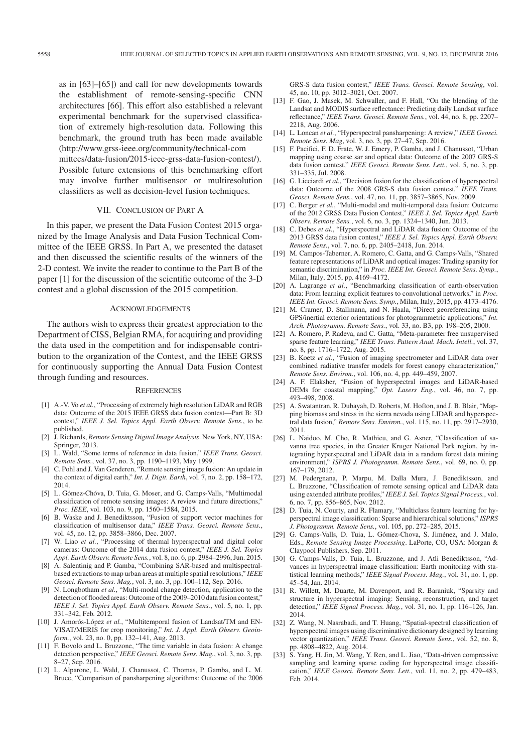as in [63]–[65]) and call for new developments towards the establishment of remote-sensing-specific CNN architectures [66]. This effort also established a relevant experimental benchmark for the supervised classification of extremely high-resolution data. Following this benchmark, the ground truth has been made available (http://www.grss-ieee.org/community/technical-committees/data-fusion/2015-ieee-grss-data-fusion-contest/). Possible future extensions of this benchmarking effort may involve further multisensor or multiresolution classifiers as well as decision-level fusion techniques.

## VII. Conclusion of Part A

In this paper, we present the Data Fusion Contest 2015 organized by the Image Analysis and Data Fusion Technical Committee of the IEEE GRSS. In Part A, we presented the dataset and then discussed the scientific results of the winners of the 2-D contest. We invite the reader to continue to the Part B of the paper [1] for the discussion of the scientific outcome of the 3-D contest and a global discussion of the 2015 competition.

## Acknowledgements

The authors wish to express their greatest appreciation to the Department of CISS, Belgian RMA, for acquiring and providing the data used in the competition and for indispensable contribution to the organization of the Contest, and the IEEE GRSS for continuously supporting the Annual Data Fusion Contest through funding and resources.

## References

[1] A.-V. Vo *et al.*, "Processing of extremely high resolution LiDAR and RGB data: Outcome of the 2015 IEEE GRSS data fusion contest—Part B: 3D contest," *IEEE J. Sel. Topics Appl. Earth Observ. Remote Sens.*, to be published.

[2] J. Richards, *Remote Sensing Digital Image Analysis*. New York, NY, USA: Springer, 2013.

[3] L. Wald, "Some terms of reference in data fusion," *IEEE Trans. Geosci. Remote Sens.*, vol. 37, no. 3, pp. 1190–1193, May 1999.

[4] C. Pohl and J. Van Genderen, "Remote sensing image fusion: An update in the context of digital earth," *Int. J. Digit. Earth*, vol. 7, no. 2, pp. 158–172, 2014.

[5] L. Gómez-Chóva, D. Tuia, G. Moser, and G. Camps-Valls, "Multimodal classification of remote sensing images: A review and future directions," *Proc. IEEE*, vol. 103, no. 9, pp. 1560–1584, 2015.

[6] B. Waske and J. Benediktsson, "Fusion of support vector machines for classification of multisensor data," *IEEE Trans. Geosci. Remote Sens.*, vol. 45, no. 12, pp. 3858–3866, Dec. 2007.

[7] W. Liao *et al.*, "Processing of thermal hyperspectral and digital color cameras: Outcome of the 2014 data fusion contest," *IEEE J. Sel. Topics Appl. Earth Observ. Remote Sens.*, vol. 8, no. 6, pp. 2984–2996, Jun. 2015.

[8] A. Salentinig and P. Gamba, "Combining SAR-based and multispectral-based extractions to map urban areas at multiple spatial resolutions," *IEEE Geosci. Remote Sens. Mag.*, vol. 3, no. 3, pp. 100–112, Sep. 2016.

[9] N. Longbotham *et al.*, "Multi-modal change detection, application to the detection of flooded areas: Outcome of the 2009–2010 data fusion contest," *IEEE J. Sel. Topics Appl. Earth Observ. Remote Sens.*, vol. 5, no. 1, pp. 331–342, Feb. 2012.

[10] J. Amorós-López *et al.*, "Multitemporal fusion of Landsat/TM and ENVISAT/MERIS for crop monitoring," *Int. J. Appl. Earth Observ. Geoinform.*, vol. 23, no. 0, pp. 132–141, Aug. 2013.

[11] F. Bovolo and L. Bruzzone, "The time variable in data fusion: A change detection perspective," *IEEE Geosci. Remote Sens. Mag.*, vol. 3, no. 3, pp. 8–27, Sep. 2016.

[12] L. Alparone, L. Wald, J. Chanussot, C. Thomas, P. Gamba, and L. M. Bruce, "Comparison of pansharpening algorithms: Outcome of the 2006 GRS-S data fusion contest," *IEEE Trans. Geosci. Remote Sensing*, vol. 45, no. 10, pp. 3012–3021, Oct. 2007.

[13] F. Gao, J. Masek, M. Schwaller, and F. Hall, "On the blending of the Landsat and MODIS surface reflectance: Predicting daily Landsat surface reflectance," *IEEE Trans. Geosci. Remote Sens.*, vol. 44, no. 8, pp. 2207–2218, Aug. 2006.

[14] L. Loncan *et al.*, "Hyperspectral pansharpening: A review," *IEEE Geosci. Remote Sens. Mag*, vol. 3, no. 3, pp. 27–47, Sep. 2016.

[15] F. Pacifici, F. D. Frate, W. J. Emery, P. Gamba, and J. Chanussot, "Urban mapping using coarse sar and optical data: Outcome of the 2007 GRS-S data fusion contest," *IEEE Geosci. Remote Sens. Lett.*, vol. 5, no. 3, pp. 331–335, Jul. 2008.

[16] G. Licciardi *et al.*, "Decision fusion for the classification of hyperspectral data: Outcome of the 2008 GRS-S data fusion contest," *IEEE Trans. Geosci. Remote Sens.*, vol. 47, no. 11, pp. 3857–3865, Nov. 2009.

[17] C. Berger *et al.*, "Multi-modal and multi-temporal data fusion: Outcome of the 2012 GRSS Data Fusion Contest," *IEEE J. Sel. Topics Appl. Earth Observ. Remote Sens.*, vol. 6, no. 3, pp. 1324–1340, Jun. 2013.

[18] C. Debes *et al.*, "Hyperspectral and LiDAR data fusion: Outcome of the 2013 GRSS data fusion contest," *IEEE J. Sel. Topics Appl. Earth Observ. Remote Sens.*, vol. 7, no. 6, pp. 2405–2418, Jun. 2014.

[19] M. Campos-Taberner, A. Romero, C. Gatta, and G. Camps-Valls, "Shared feature representations of LiDAR and optical images: Trading sparsity for semantic discrimination," in *Proc. IEEE Int. Geosci. Remote Sens. Symp.*, Milan, Italy, 2015, pp. 4169–4172.

[20] A. Lagrange *et al.*, "Benchmarking classification of earth-observation data: From learning explicit features to convolutional networks," in *Proc. IEEE Int. Geosci. Remote Sens. Symp.*, Milan, Italy, 2015, pp. 4173–4176.

[21] M. Cramer, D. Stallmann, and N. Haala, "Direct georeferencing using GPS/inertial exterior orientations for photogrammetric applications," *Int. Arch. Photogramm. Remote Sens.*, vol. 33, no. B3, pp. 198–205, 2000.

[22] A. Romero, P. Radeva, and C. Gatta, "Meta-parameter free unsupervised sparse feature learning," *IEEE Trans. Pattern Anal. Mach. Intell.*, vol. 37, no. 8, pp. 1716–1722, Aug. 2015.

[23] B. Koetz *et al.*, "Fusion of imaging spectrometer and LiDAR data over combined radiative transfer models for forest canopy characterization," *Remote Sens. Environ.*, vol. 106, no. 4, pp. 449–459, 2007.

[24] A. F. Elaksher, "Fusion of hyperspectral images and LiDAR-based DEMs for coastal mapping," *Opt. Lasers Eng.*, vol. 46, no. 7, pp. 493–498, 2008.

[25] A. Swatantran, R. Dubayah, D. Roberts, M. Hofton, and J. B. Blair, "Mapping biomass and stress in the sierra nevada using LIDAR and hyperspectral data fusion," *Remote Sens. Environ.*, vol. 115, no. 11, pp. 2917–2930, 2011.

[26] L. Naidoo, M. Cho, R. Mathieu, and G. Asner, "Classification of savanna tree species, in the Greater Kruger National Park region, by integrating hyperspectral and LiDAR data in a random forest data mining environment," *ISPRS J. Photogramm. Remote Sens.*, vol. 69, no. 0, pp. 167–179, 2012.

[27] M. Pedergnana, P. Marpu, M. Dalla Mura, J. Benediktsson, and L. Bruzzone, "Classification of remote sensing optical and LiDAR data using extended attribute profiles," *IEEE J. Sel. Topics Signal Process.*, vol. 6, no. 7, pp. 856–865, Nov. 2012.

[28] D. Tuia, N. Courty, and R. Flamary, "Multiclass feature learning for hyperspectral image classification: Sparse and hierarchical solutions," *ISPRS J. Photogramm. Remote Sens.*, vol. 105, pp. 272–285, 2015.

[29] G. Camps-Valls, D. Tuia, L. Gómez-Chova, S. Jiménez, and J. Malo, Eds., *Remote Sensing Image Processing*. LaPorte, CO, USA: Morgan & Claypool Publishers, Sep. 2011.

[30] G. Camps-Valls, D. Tuia, L. Bruzzone, and J. Atli Benediktsson, "Advances in hyperspectral image classification: Earth monitoring with statistical learning methods," *IEEE Signal Process. Mag.*, vol. 31, no. 1, pp. 45–54, Jan. 2014.

[31] R. Willett, M. Duarte, M. Davenport, and R. Baraniuk, "Sparsity and structure in hyperspectral imaging: Sensing, reconstruction, and target detection," *IEEE Signal Process. Mag.*, vol. 31, no. 1, pp. 116–126, Jan. 2014.

[32] Z. Wang, N. Nasrabadi, and T. Huang, "Spatial-spectral classification of hyperspectral images using discriminative dictionary designed by learning vector quantization," *IEEE Trans. Geosci. Remote Sens.*, vol. 52, no. 8, pp. 4808–4822, Aug. 2014.

[33] S. Yang, H. Jin, M. Wang, Y. Ren, and L. Jiao, "Data-driven compressive sampling and learning sparse coding for hyperspectral image classification," *IEEE Geosci. Remote Sens. Lett.*, vol. 11, no. 2, pp. 479–483, Feb. 2014.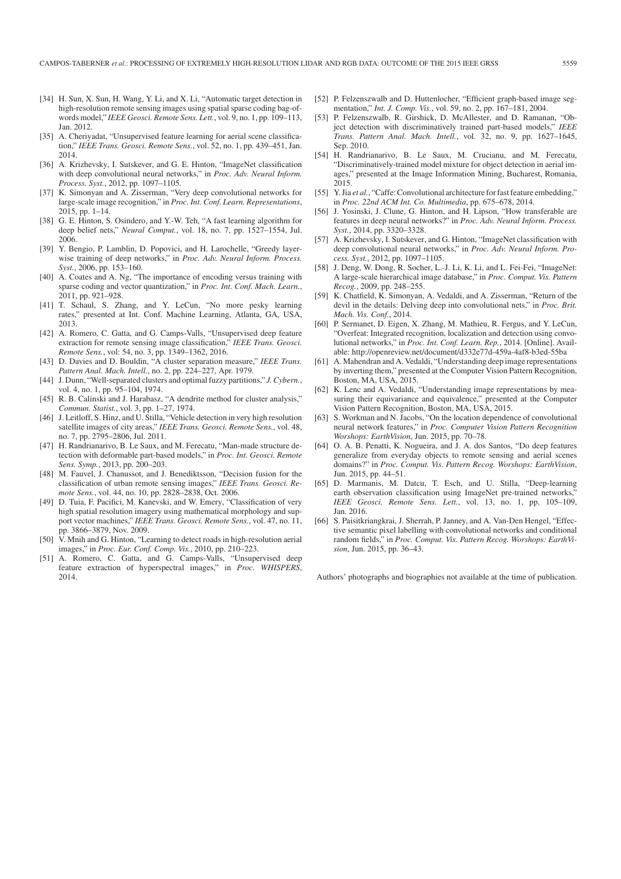[34] H. Sun, X. Sun, H. Wang, Y. Li, and X. Li, "Automatic target detection in high-resolution remote sensing images using spatial sparse coding bag-of-words model," *IEEE Geosci. Remote Sens. Lett.*, vol. 9, no. 1, pp. 109–113, Jan. 2012.

[35] A. Cheriyadat, "Unsupervised feature learning for aerial scene classification," *IEEE Trans. Geosci. Remote Sens.*, vol. 52, no. 1, pp. 439–451, Jan. 2014.

[36] A. Krizhevsky, I. Sutskever, and G. E. Hinton, "ImageNet classification with deep convolutional neural networks," in *Proc. Adv. Neural Inform. Process. Syst.*, 2012, pp. 1097–1105.

[37] K. Simonyan and A. Zisserman, "Very deep convolutional networks for large-scale image recognition," in *Proc. Int. Conf. Learn. Representations*, 2015, pp. 1–14.

[38] G. E. Hinton, S. Osindero, and Y.-W. Teh, "A fast learning algorithm for deep belief nets," *Neural Comput.*, vol. 18, no. 7, pp. 1527–1554, Jul. 2006.

[39] Y. Bengio, P. Lamblin, D. Popovici, and H. Larochelle, "Greedy layer-wise training of deep networks," in *Proc. Adv. Neural Inform. Process. Syst.*, 2006, pp. 153–160.

[40] A. Coates and A. Ng, "The importance of encoding versus training with sparse coding and vector quantization," in *Proc. Int. Conf. Mach. Learn.*, 2011, pp. 921–928.

[41] T. Schaul, S. Zhang, and Y. LeCun, "No more pesky learning rates," presented at Int. Conf. Machine Learning, Atlanta, GA, USA, 2013.

[42] A. Romero, C. Gatta, and G. Camps-Valls, "Unsupervised deep feature extraction for remote sensing image classification," *IEEE Trans. Geosci. Remote Sens.*, vol: 54, no. 3, pp. 1349–1362, 2016.

[43] D. Davies and D. Bouldin, "A cluster separation measure," *IEEE Trans. Pattern Anal. Mach. Intell.*, no. 2, pp. 224–227, Apr. 1979.

[44] J. Dunn, "Well-separated clusters and optimal fuzzy partitions," *J. Cybern.*, vol. 4, no. 1, pp. 95–104, 1974.

[45] R. B. Calinski and J. Harabasz, "A dendrite method for cluster analysis," *Commun. Statist.*, vol. 3, pp. 1–27, 1974.

[46] J. Leitloff, S. Hinz, and U. Stilla, "Vehicle detection in very high resolution satellite images of city areas," *IEEE Trans. Geosci. Remote Sens.*, vol. 48, no. 7, pp. 2795–2806, Jul. 2011.

[47] H. Randrianarivo, B. Le Saux, and M. Ferecatu, "Man-made structure detection with deformable part-based models," in *Proc. Int. Geosci. Remote Sens. Symp.*, 2013, pp. 200–203.

[48] M. Fauvel, J. Chanussot, and J. Benediktsson, "Decision fusion for the classification of urban remote sensing images," *IEEE Trans. Geosci. Remote Sens.*, vol. 44, no. 10, pp. 2828–2838, Oct. 2006.

[49] D. Tuia, F. Pacifici, M. Kanevski, and W. Emery, "Classification of very high spatial resolution imagery using mathematical morphology and support vector machines," *IEEE Trans. Geosci. Remote Sens.*, vol. 47, no. 11, pp. 3866–3879, Nov. 2009.

[50] V. Mnih and G. Hinton, "Learning to detect roads in high-resolution aerial images," in *Proc. Eur. Conf. Comp. Vis.*, 2010, pp. 210–223.

[51] A. Romero, C. Gatta, and G. Camps-Valls, "Unsupervised deep feature extraction of hyperspectral images," in *Proc. WHISPERS*, 2014.

[52] P. Felzenszwalb and D. Huttenlocher, "Efficient graph-based image segmentation," *Int. J. Comp. Vis.*, vol. 59, no. 2, pp. 167–181, 2004.

[53] P. Felzenszwalb, R. Girshick, D. McAllester, and D. Ramanan, "Object detection with discriminatively trained part-based models," *IEEE Trans. Pattern Anal. Mach. Intell.*, vol. 32, no. 9, pp. 1627–1645, Sep. 2010.

[54] H. Randrianarivo, B. Le Saux, M. Crucianu, and M. Ferecatu, "Discriminatively-trained model mixture for object detection in aerial images," presented at the Image Information Mining, Bucharest, Romania, 2015.

[55] Y. Jia *et al.*, "Caffe: Convolutional architecture for fast feature embedding," in *Proc. 22nd ACM Int. Co. Multimedia*, pp. 675–678, 2014.

[56] J. Yosinski, J. Clune, G. Hinton, and H. Lipson, "How transferable are features in deep neural networks?" in *Proc. Adv. Neural Inform. Process. Syst.*, 2014, pp. 3320–3328.

[57] A. Krizhevsky, I. Sutskever, and G. Hinton, "ImageNet classification with deep convolutional neural networks," in *Proc. Adv. Neural Inform. Process. Syst.*, 2012, pp. 1097–1105.

[58] J. Deng, W. Dong, R. Socher, L.-J. Li, K. Li, and L. Fei-Fei, "ImageNet: A large-scale hierarchical image database," in *Proc. Comput. Vis. Pattern Recog.*, 2009, pp. 248–255.

[59] K. Chatfield, K. Simonyan, A. Vedaldi, and A. Zisserman, "Return of the devil in the details: Delving deep into convolutional nets," in *Proc. Brit. Mach. Vis. Conf.*, 2014.

[60] P. Sermanet, D. Eigen, X. Zhang, M. Mathieu, R. Fergus, and Y. LeCun, "Overfeat: Integrated recognition, localization and detection using convolutional networks," in *Proc. Int. Conf. Learn. Rep.*, 2014. [Online]. Available: http://openreview.net/document/d332e77d-459a-4af8-b3ed-55ba

[61] A. Mahendran and A. Vedaldi, "Understanding deep image representations by inverting them," presented at the Computer Vision Pattern Recognition, Boston, MA, USA, 2015.

[62] K. Lenc and A. Vedaldi, "Understanding image representations by measuring their equivariance and equivalence," presented at the Computer Vision Pattern Recognition, Boston, MA, USA, 2015.

[63] S. Workman and N. Jacobs, "On the location dependence of convolutional neural network features," in *Proc. Computer Vision Pattern Recognition Worshops: EarthVision*, Jun. 2015, pp. 70–78.

[64] O. A. B. Penatti, K. Nogueira, and J. A. dos Santos, "Do deep features generalize from everyday objects to remote sensing and aerial scenes domains?" in *Proc. Comput. Vis. Pattern Recog. Worshops: EarthVision*, Jun. 2015, pp. 44–51.

[65] D. Marmanis, M. Datcu, T. Esch, and U. Stilla, "Deep-learning earth observation classification using ImageNet pre-trained networks," *IEEE Geosci. Remote Sens. Lett.*, vol. 13, no. 1, pp. 105–109, Jan. 2016.

[66] S. Paisitkriangkrai, J. Sherrah, P. Janney, and A. Van-Den Hengel, "Effective semantic pixel labelling with convolutional networks and conditional random fields," in *Proc. Comput. Vis. Pattern Recog. Worshops: EarthVision*, Jun. 2015, pp. 36–43.

Authors' photographs and biographies not available at the time of publication.